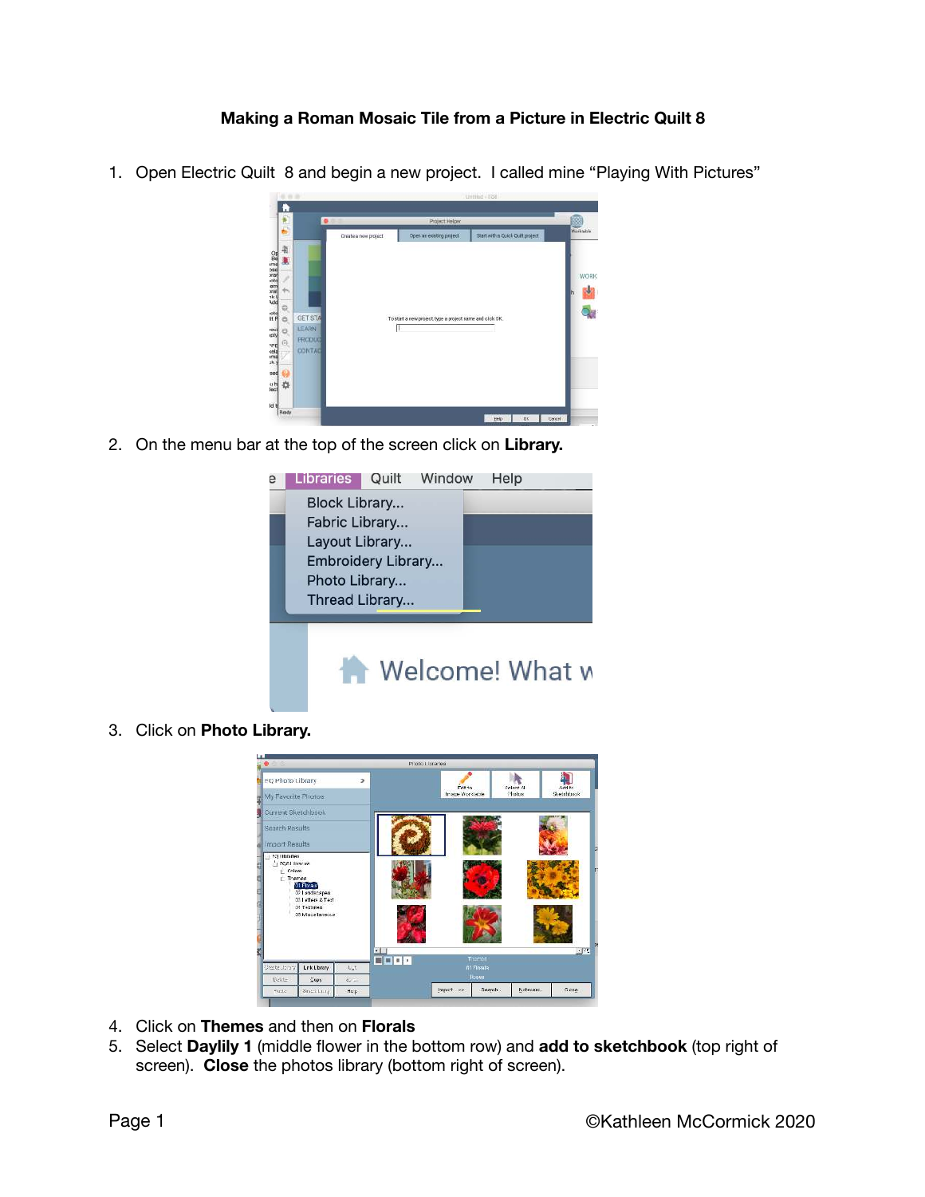**Making a Roman Mosaic Tile from a Picture in Electric Quilt 8**

1. Open Electric Quilt 8 and begin a new project. I called mine "Playing With Pictures"
2. On the menu bar at the top of the screen click on **Library.**
3. Click on **Photo Library.**
4. Click on **Themes** and then on **Florals**
5. Select **Daylily 1** (middle flower in the bottom row) and **add to sketchbook** (top right of screen). **Close** the photos library (bottom right of screen).

©Kathleen McCormick 2020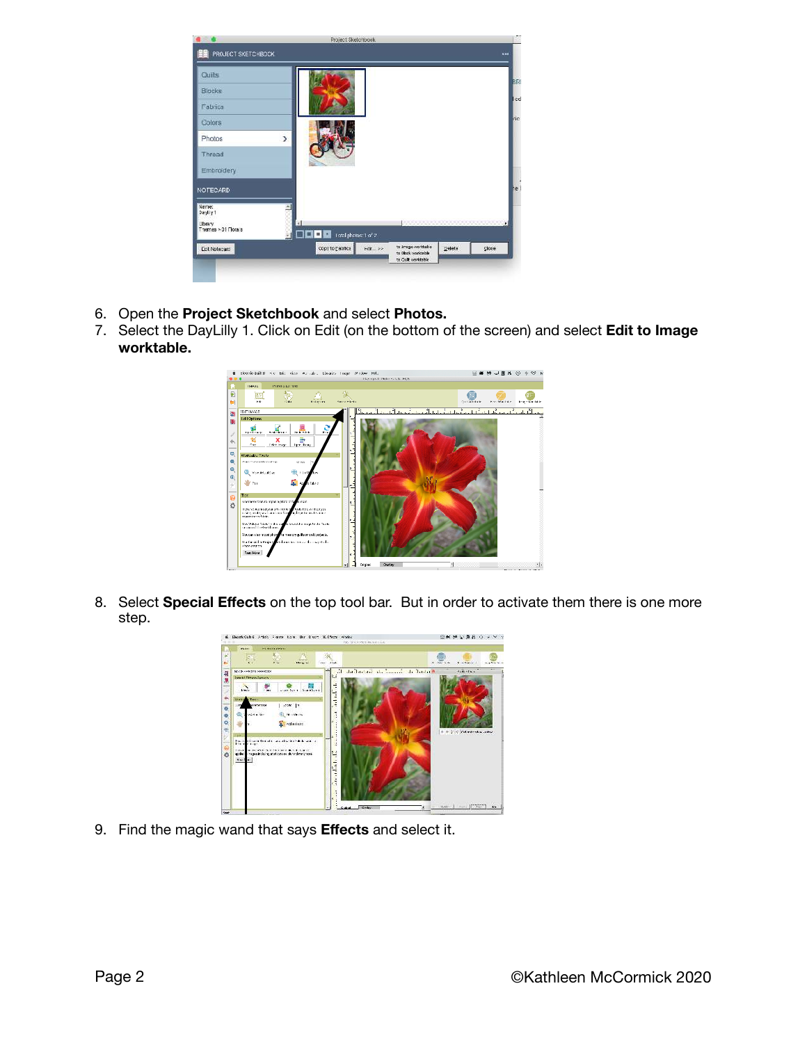6. Open the **Project Sketchbook** and select **Photos.**
7. Select the DayLilly 1. Click on Edit (on the bottom of the screen) and select **Edit to Image worktable.**

8. Select **Special Effects** on the top tool bar. But in order to activate them there is one more step.

9. Find the magic wand that says **Effects** and select it.

©Kathleen McCormick 2020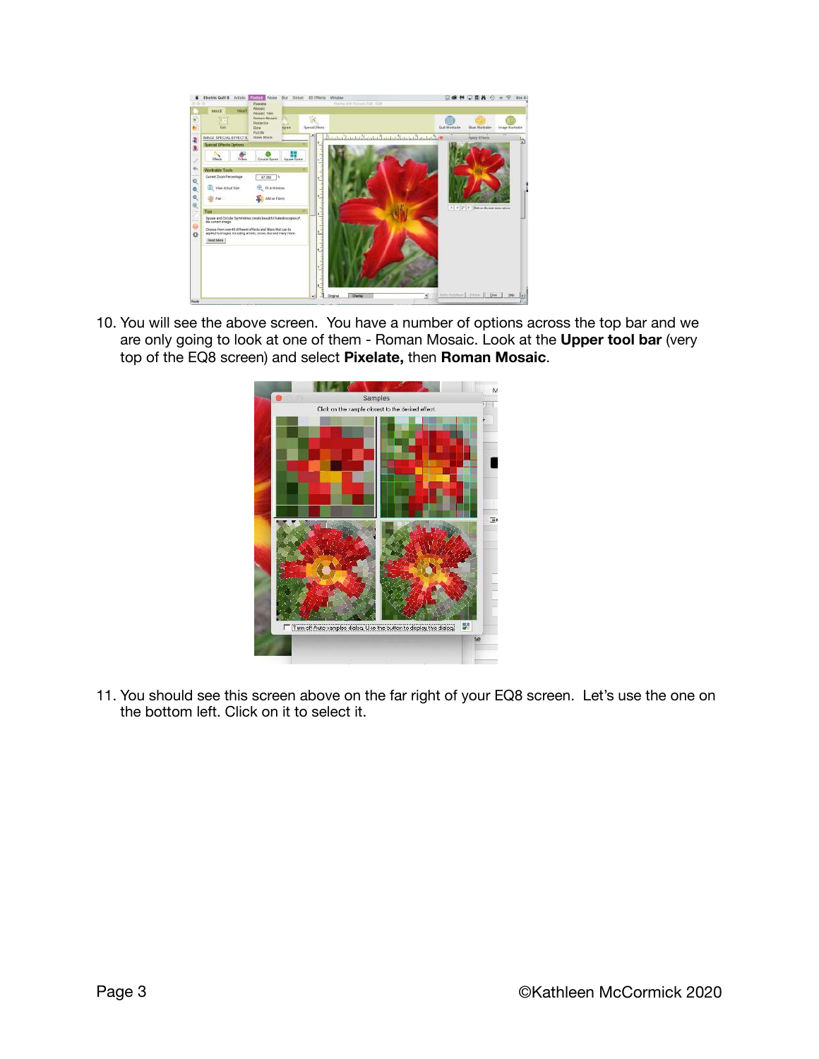10. You will see the above screen. You have a number of options across the top bar and we are only going to look at one of them - Roman Mosaic. Look at the **Upper tool bar** (very top of the EQ8 screen) and select **Pixelate,** then **Roman Mosaic**.

11. You should see this screen above on the far right of your EQ8 screen. Let's use the one on the bottom left. Click on it to select it.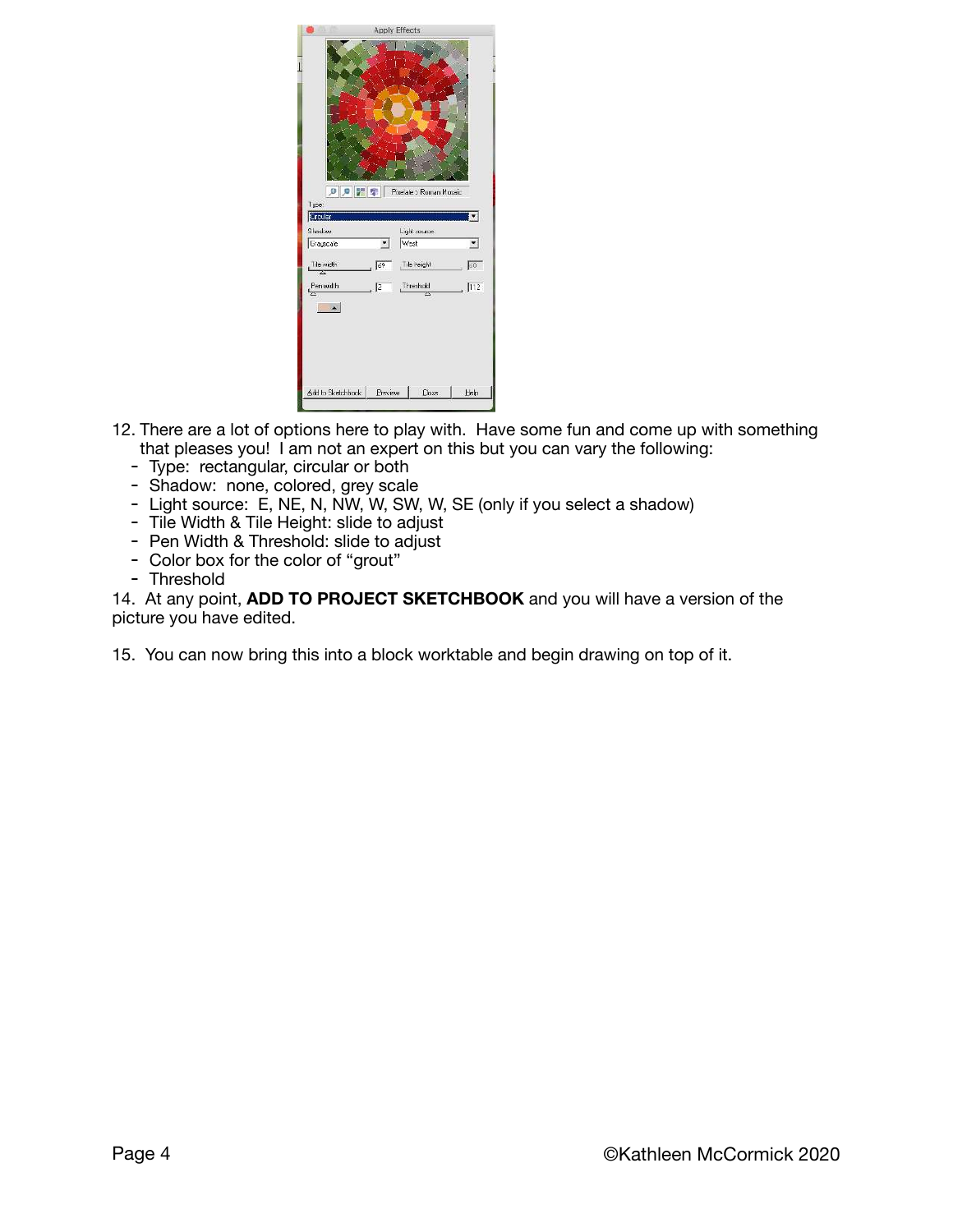12. There are a lot of options here to play with. Have some fun and come up with something that pleases you! I am not an expert on this but you can vary the following:
  - Type: rectangular, circular or both
  - Shadow: none, colored, grey scale
  - Light source: E, NE, N, NW, W, SW, W, SE (only if you select a shadow)
  - Tile Width & Tile Height: slide to adjust
  - Pen Width & Threshold: slide to adjust
  - Color box for the color of "grout"
  - Threshold

14. At any point, **ADD TO PROJECT SKETCHBOOK** and you will have a version of the picture you have edited.

15. You can now bring this into a block worktable and begin drawing on top of it.

©Kathleen McCormick 2020